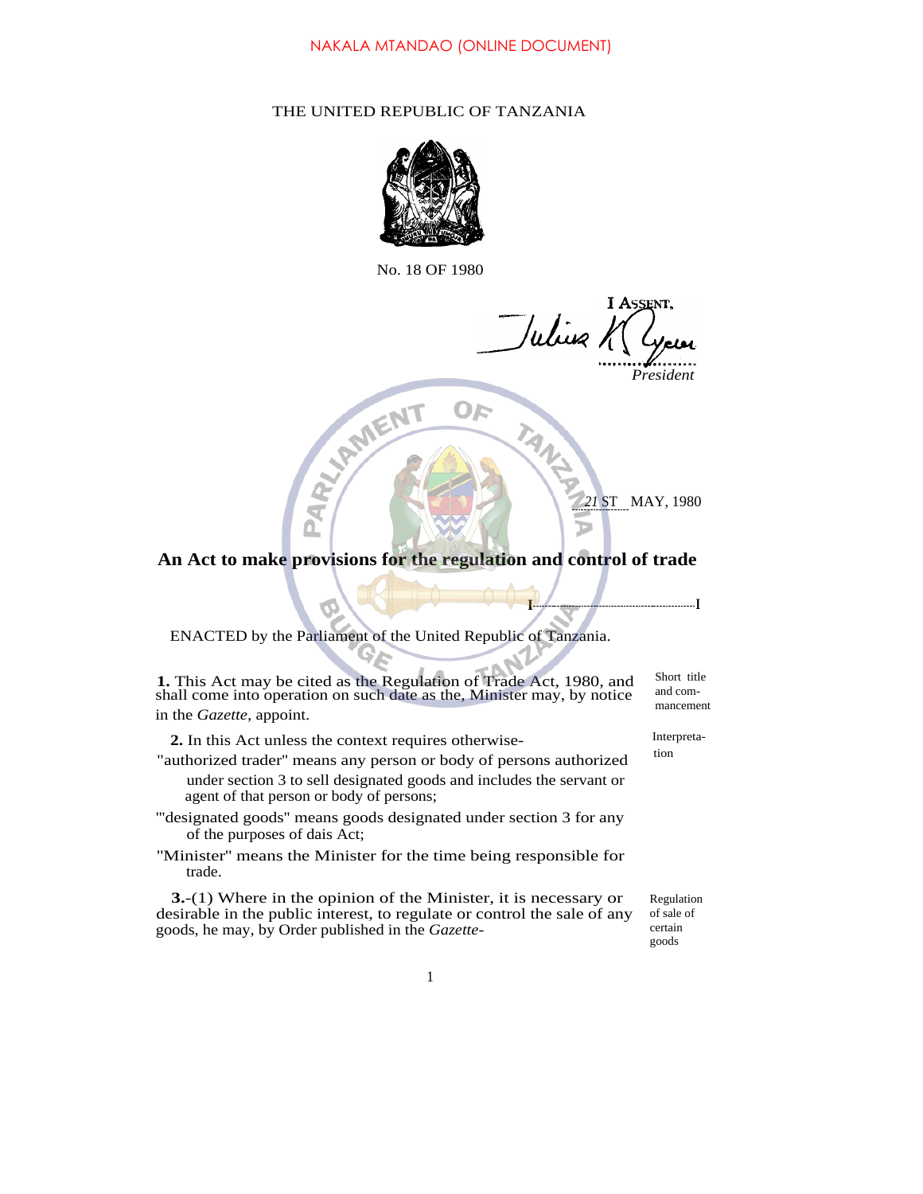NAKALA MTANDAO (ONLINE DOCUMENT)

THE UNITED REPUBLIC OF TANZANIA

No. 18 OF 1980

I ASSENT,

Julius K Nyerere

*President*

21 ST MAY, 1980

## An Act to make provisions for the regulation and control of trade

ENACTED by the Parliament of the United Republic of Tanzania.

Short title and commencement

**1.** This Act may be cited as the Regulation of Trade Act, 1980, and shall come into operation on such date as the, Minister may, by notice in the *Gazette*, appoint.

Interpretation

**2.** In this Act unless the context requires otherwise-

"authorized trader" means any person or body of persons authorized under section 3 to sell designated goods and includes the servant or agent of that person or body of persons;

"'designated goods" means goods designated under section 3 for any of the purposes of dais Act;

"Minister" means the Minister for the time being responsible for trade.

Regulation of sale of certain goods

**3.**-(1) Where in the opinion of the Minister, it is necessary or desirable in the public interest, to regulate or control the sale of any goods, he may, by Order published in the *Gazette*-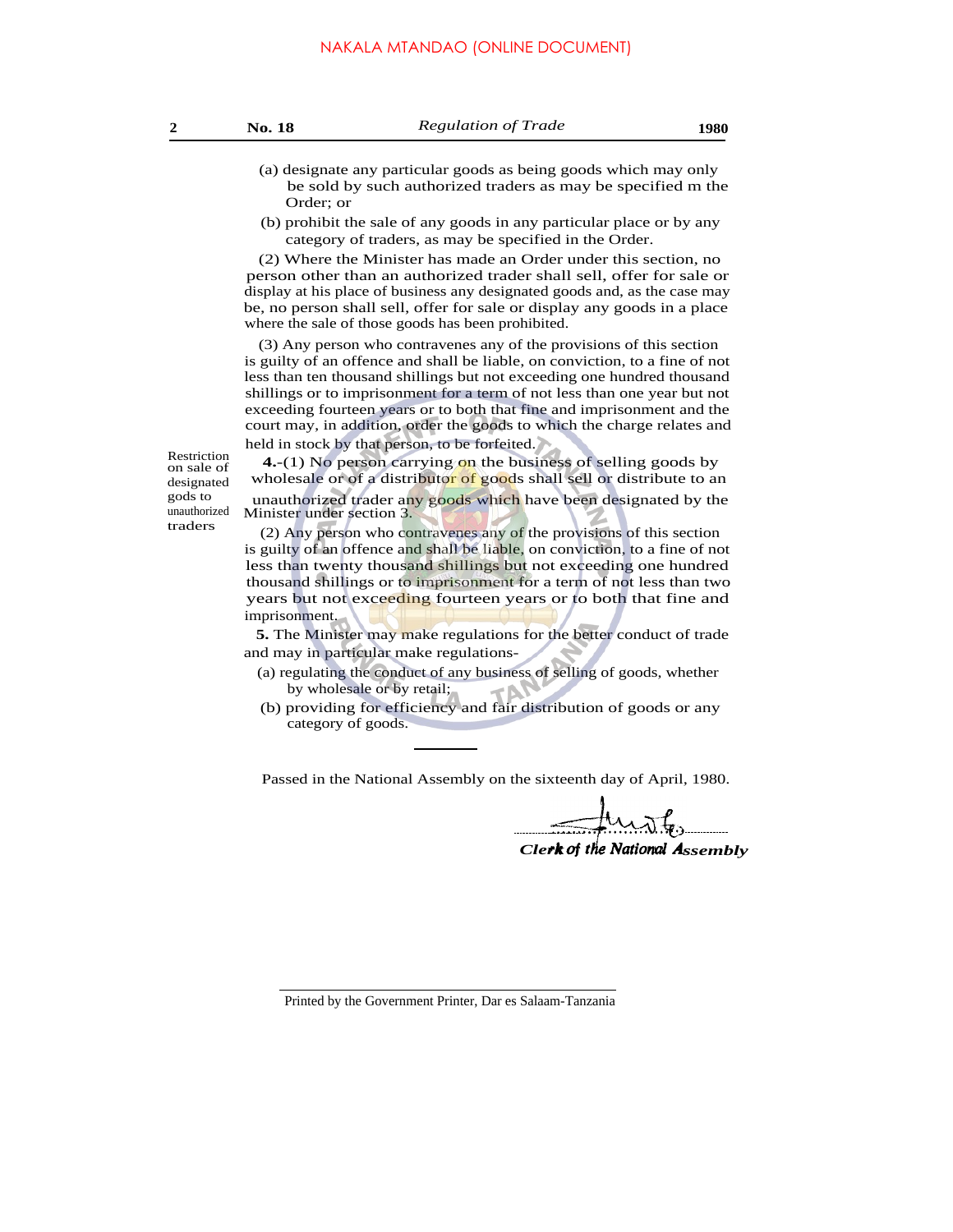(a) designate any particular goods as being goods which may only be sold by such authorized traders as may be specified m the Order; or

(b) prohibit the sale of any goods in any particular place or by any category of traders, as may be specified in the Order.

(2) Where the Minister has made an Order under this section, no person other than an authorized trader shall sell, offer for sale or display at his place of business any designated goods and, as the case may be, no person shall sell, offer for sale or display any goods in a place where the sale of those goods has been prohibited.

(3) Any person who contravenes any of the provisions of this section is guilty of an offence and shall be liable, on conviction, to a fine of not less than ten thousand shillings but not exceeding one hundred thousand shillings or to imprisonment for a term of not less than one year but not exceeding fourteen years or to both that fine and imprisonment and the court may, in addition, order the goods to which the charge relates and held in stock by that person, to be forfeited.

Restriction on sale of designated gods to unauthorized traders

**4.**-(1) No person carrying on the business of selling goods by wholesale or of a distributor of goods shall sell or distribute to an unauthorized trader any goods which have been designated by the Minister under section 3.

(2) Any person who contravenes any of the provisions of this section is guilty of an offence and shall be liable, on conviction, to a fine of not less than twenty thousand shillings but not exceeding one hundred thousand shillings or to imprisonment for a term of not less than two years but not exceeding fourteen years or to both that fine and imprisonment.

**5.** The Minister may make regulations for the better conduct of trade and may in particular make regulations-

(a) regulating the conduct of any business of selling of goods, whether by wholesale or by retail;

(b) providing for efficiency and fair distribution of goods or any category of goods.

---

Passed in the National Assembly on the sixteenth day of April, 1980.

*Clerk of the National Assembly*

Printed by the Government Printer, Dar es Salaam-Tanzania